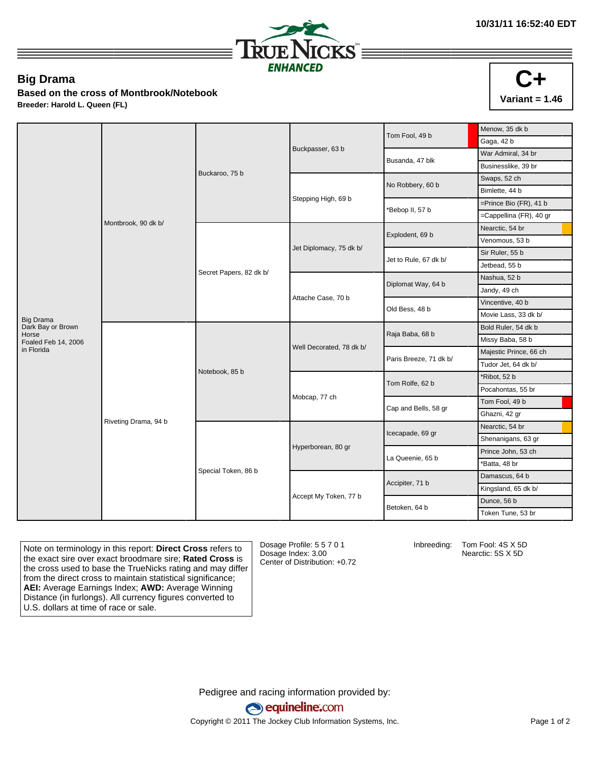10/31/11 16:52:40 EDT

**TRUE NICKS ENHANCED**

## Big Drama

**Based on the cross of Montbrook/Notebook**

**Breeder: Harold L. Queen (FL)**

**C+**

**Variant = 1.46**

| | | | | | |
|---|---|---|---|---|---|
| Big Drama<br>Dark Bay or Brown Horse<br>Foaled Feb 14, 2006<br>in Florida | Montbrook, 90 dk b/ | Buckaroo, 75 b | Buckpasser, 63 b | Tom Fool, 49 b | Menow, 35 dk b |
| | | | | | Gaga, 42 b |
| | | | | Busanda, 47 blk | War Admiral, 34 br |
| | | | | | Businesslike, 39 br |
| | | | Stepping High, 69 b | No Robbery, 60 b | Swaps, 52 ch |
| | | | | | Bimlette, 44 b |
| | | | | *Bebop II, 57 b | =Prince Bio (FR), 41 b |
| | | | | | =Cappellina (FR), 40 gr |
| | | Secret Papers, 82 dk b/ | Jet Diplomacy, 75 dk b/ | Explodent, 69 b | Nearctic, 54 br |
| | | | | | Venomous, 53 b |
| | | | | Jet to Rule, 67 dk b/ | Sir Ruler, 55 b |
| | | | | | Jetbead, 55 b |
| | | | Attache Case, 70 b | Diplomat Way, 64 b | Nashua, 52 b |
| | | | | | Jandy, 49 ch |
| | | | | Old Bess, 48 b | Vincentive, 40 b |
| | | | | | Movie Lass, 33 dk b/ |
| | Riveting Drama, 94 b | Notebook, 85 b | Well Decorated, 78 dk b/ | Raja Baba, 68 b | Bold Ruler, 54 dk b |
| | | | | | Missy Baba, 58 b |
| | | | | Paris Breeze, 71 dk b/ | Majestic Prince, 66 ch |
| | | | | | Tudor Jet, 64 dk b/ |
| | | | Mobcap, 77 ch | Tom Rolfe, 62 b | *Ribot, 52 b |
| | | | | | Pocahontas, 55 br |
| | | | | Cap and Bells, 58 gr | Tom Fool, 49 b |
| | | | | | Ghazni, 42 gr |
| | | Special Token, 86 b | Hyperborean, 80 gr | Icecapade, 69 gr | Nearctic, 54 br |
| | | | | | Shenanigans, 63 gr |
| | | | | La Queenie, 65 b | Prince John, 53 ch |
| | | | | | *Batta, 48 br |
| | | | Accept My Token, 77 b | Accipiter, 71 b | Damascus, 64 b |
| | | | | | Kingsland, 65 dk b/ |
| | | | | Betoken, 64 b | Dunce, 56 b |
| | | | | | Token Tune, 53 br |

Note on terminology in this report: **Direct Cross** refers to the exact sire over exact broodmare sire; **Rated Cross** is the cross used to base the TrueNicks rating and may differ from the direct cross to maintain statistical significance; **AEI:** Average Earnings Index; **AWD:** Average Winning Distance (in furlongs). All currency figures converted to U.S. dollars at time of race or sale.

Dosage Profile: 5 5 7 0 1
Dosage Index: 3.00
Center of Distribution: +0.72

Inbreeding: Tom Fool: 4S X 5D
Nearctic: 5S X 5D

Pedigree and racing information provided by:

equineline.com

Copyright © 2011 The Jockey Club Information Systems, Inc.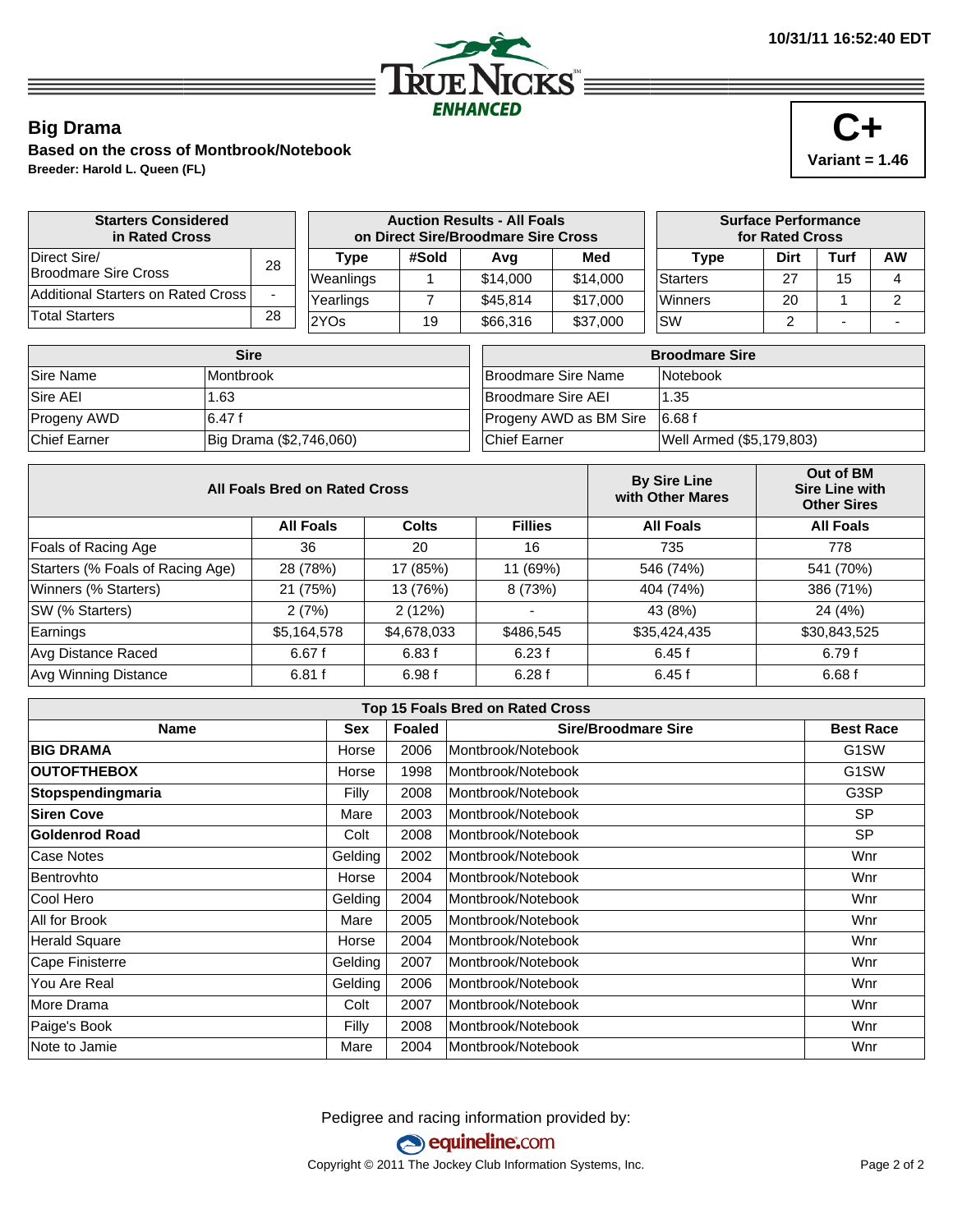10/31/11 16:52:40 EDT

TRUE NICKS ENHANCED

## Big Drama

**Based on the cross of Montbrook/Notebook**

**Breeder: Harold L. Queen (FL)**

**C+**

**Variant = 1.46**

| Starters Considered in Rated Cross | |
|---|---|
| Direct Sire/ Broodmare Sire Cross | 28 |
| Additional Starters on Rated Cross | - |
| Total Starters | 28 |

| Auction Results - All Foals on Direct Sire/Broodmare Sire Cross | | | |
|---|---|---|---|
| Type | #Sold | Avg | Med |
| Weanlings | 1 | $14,000 | $14,000 |
| Yearlings | 7 | $45,814 | $17,000 |
| 2YOs | 19 | $66,316 | $37,000 |

| Surface Performance for Rated Cross | | | |
|---|---|---|---|
| Type | Dirt | Turf | AW |
| Starters | 27 | 15 | 4 |
| Winners | 20 | 1 | 2 |
| SW | 2 | - | - |

| Sire | |
|---|---|
| Sire Name | Montbrook |
| Sire AEI | 1.63 |
| Progeny AWD | 6.47 f |
| Chief Earner | Big Drama ($2,746,060) |

| Broodmare Sire | |
|---|---|
| Broodmare Sire Name | Notebook |
| Broodmare Sire AEI | 1.35 |
| Progeny AWD as BM Sire | 6.68 f |
| Chief Earner | Well Armed ($5,179,803) |

| | All Foals Bred on Rated Cross | | | By Sire Line with Other Mares | Out of BM Sire Line with Other Sires |
|---|---|---|---|---|---|
| | All Foals | Colts | Fillies | All Foals | All Foals |
| Foals of Racing Age | 36 | 20 | 16 | 735 | 778 |
| Starters (% Foals of Racing Age) | 28 (78%) | 17 (85%) | 11 (69%) | 546 (74%) | 541 (70%) |
| Winners (% Starters) | 21 (75%) | 13 (76%) | 8 (73%) | 404 (74%) | 386 (71%) |
| SW (% Starters) | 2 (7%) | 2 (12%) | - | 43 (8%) | 24 (4%) |
| Earnings | $5,164,578 | $4,678,033 | $486,545 | $35,424,435 | $30,843,525 |
| Avg Distance Raced | 6.67 f | 6.83 f | 6.23 f | 6.45 f | 6.79 f |
| Avg Winning Distance | 6.81 f | 6.98 f | 6.28 f | 6.45 f | 6.68 f |

| Top 15 Foals Bred on Rated Cross | | | | |
|---|---|---|---|---|
| Name | Sex | Foaled | Sire/Broodmare Sire | Best Race |
| **BIG DRAMA** | Horse | 2006 | Montbrook/Notebook | G1SW |
| **OUTOFTHEBOX** | Horse | 1998 | Montbrook/Notebook | G1SW |
| **Stopspendingmaria** | Filly | 2008 | Montbrook/Notebook | G3SP |
| **Siren Cove** | Mare | 2003 | Montbrook/Notebook | SP |
| **Goldenrod Road** | Colt | 2008 | Montbrook/Notebook | SP |
| Case Notes | Gelding | 2002 | Montbrook/Notebook | Wnr |
| Bentrovhto | Horse | 2004 | Montbrook/Notebook | Wnr |
| Cool Hero | Gelding | 2004 | Montbrook/Notebook | Wnr |
| All for Brook | Mare | 2005 | Montbrook/Notebook | Wnr |
| Herald Square | Horse | 2004 | Montbrook/Notebook | Wnr |
| Cape Finisterre | Gelding | 2007 | Montbrook/Notebook | Wnr |
| You Are Real | Gelding | 2006 | Montbrook/Notebook | Wnr |
| More Drama | Colt | 2007 | Montbrook/Notebook | Wnr |
| Paige's Book | Filly | 2008 | Montbrook/Notebook | Wnr |
| Note to Jamie | Mare | 2004 | Montbrook/Notebook | Wnr |

Pedigree and racing information provided by:

equineline.com

Copyright © 2011 The Jockey Club Information Systems, Inc.